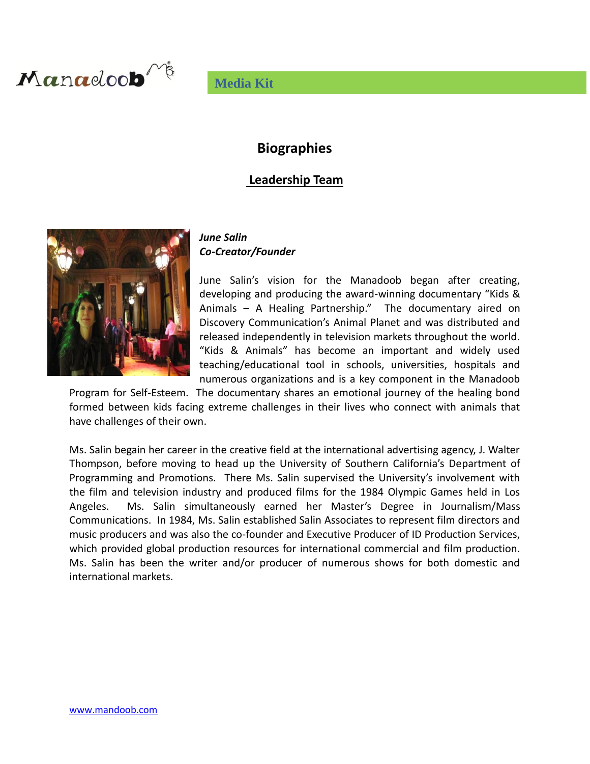Manadoob

Media Kit

## Biographies

### Leadership Team

***June Salin***
***Co-Creator/Founder***

June Salin's vision for the Manadoob began after creating, developing and producing the award-winning documentary "Kids & Animals – A Healing Partnership." The documentary aired on Discovery Communication's Animal Planet and was distributed and released independently in television markets throughout the world. "Kids & Animals" has become an important and widely used teaching/educational tool in schools, universities, hospitals and numerous organizations and is a key component in the Manadoob Program for Self-Esteem. The documentary shares an emotional journey of the healing bond formed between kids facing extreme challenges in their lives who connect with animals that have challenges of their own.

Ms. Salin begain her career in the creative field at the international advertising agency, J. Walter Thompson, before moving to head up the University of Southern California's Department of Programming and Promotions. There Ms. Salin supervised the University's involvement with the film and television industry and produced films for the 1984 Olympic Games held in Los Angeles. Ms. Salin simultaneously earned her Master's Degree in Journalism/Mass Communications. In 1984, Ms. Salin established Salin Associates to represent film directors and music producers and was also the co-founder and Executive Producer of ID Production Services, which provided global production resources for international commercial and film production. Ms. Salin has been the writer and/or producer of numerous shows for both domestic and international markets.

www.mandoob.com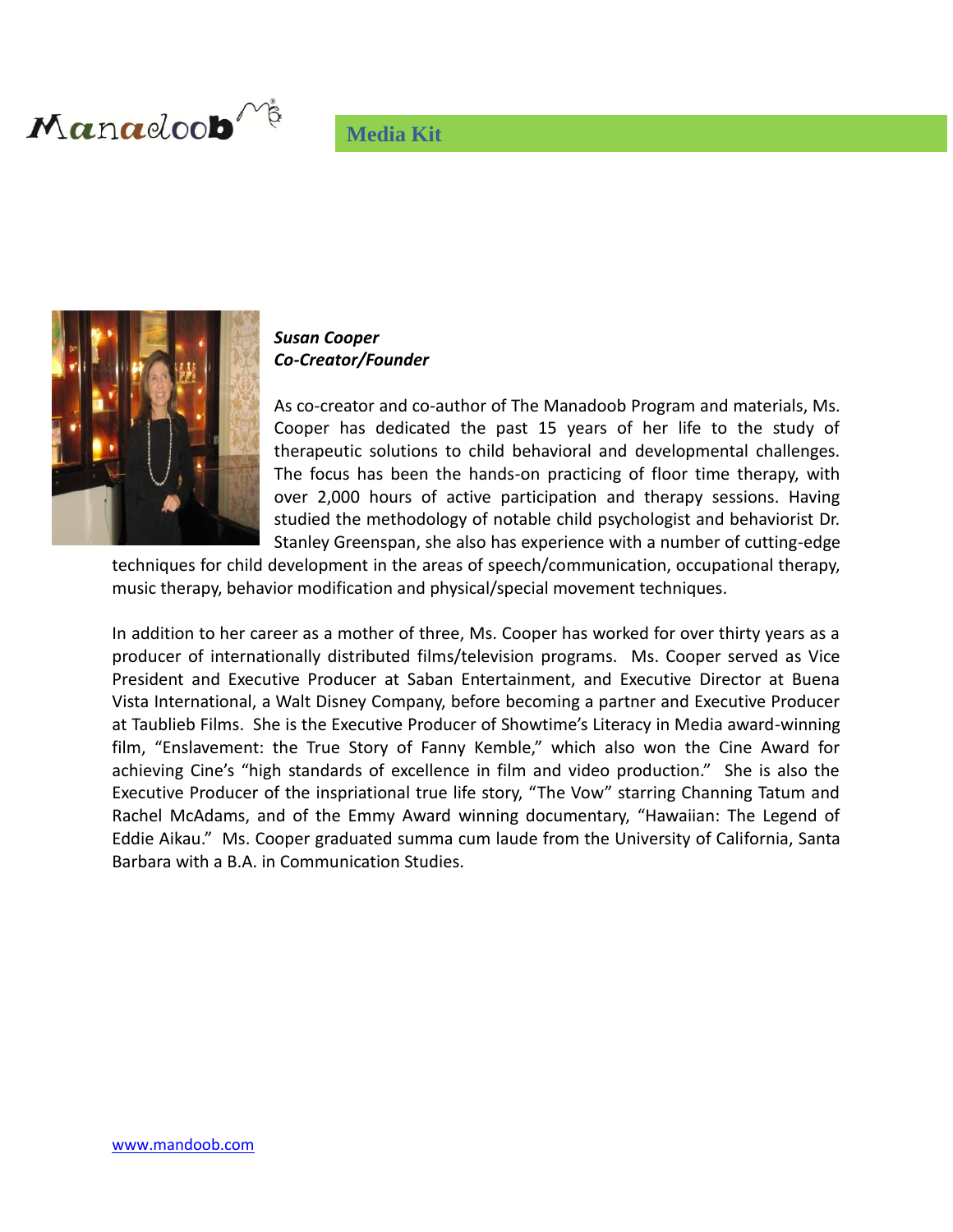Manadoob

Media Kit

***Susan Cooper***
***Co-Creator/Founder***

As co-creator and co-author of The Manadoob Program and materials, Ms. Cooper has dedicated the past 15 years of her life to the study of therapeutic solutions to child behavioral and developmental challenges. The focus has been the hands-on practicing of floor time therapy, with over 2,000 hours of active participation and therapy sessions. Having studied the methodology of notable child psychologist and behaviorist Dr. Stanley Greenspan, she also has experience with a number of cutting-edge techniques for child development in the areas of speech/communication, occupational therapy, music therapy, behavior modification and physical/special movement techniques.

In addition to her career as a mother of three, Ms. Cooper has worked for over thirty years as a producer of internationally distributed films/television programs. Ms. Cooper served as Vice President and Executive Producer at Saban Entertainment, and Executive Director at Buena Vista International, a Walt Disney Company, before becoming a partner and Executive Producer at Taublieb Films. She is the Executive Producer of Showtime's Literacy in Media award-winning film, "Enslavement: the True Story of Fanny Kemble," which also won the Cine Award for achieving Cine's "high standards of excellence in film and video production." She is also the Executive Producer of the inspriational true life story, "The Vow" starring Channing Tatum and Rachel McAdams, and of the Emmy Award winning documentary, "Hawaiian: The Legend of Eddie Aikau." Ms. Cooper graduated summa cum laude from the University of California, Santa Barbara with a B.A. in Communication Studies.

[www.mandoob.com](http://www.mandoob.com)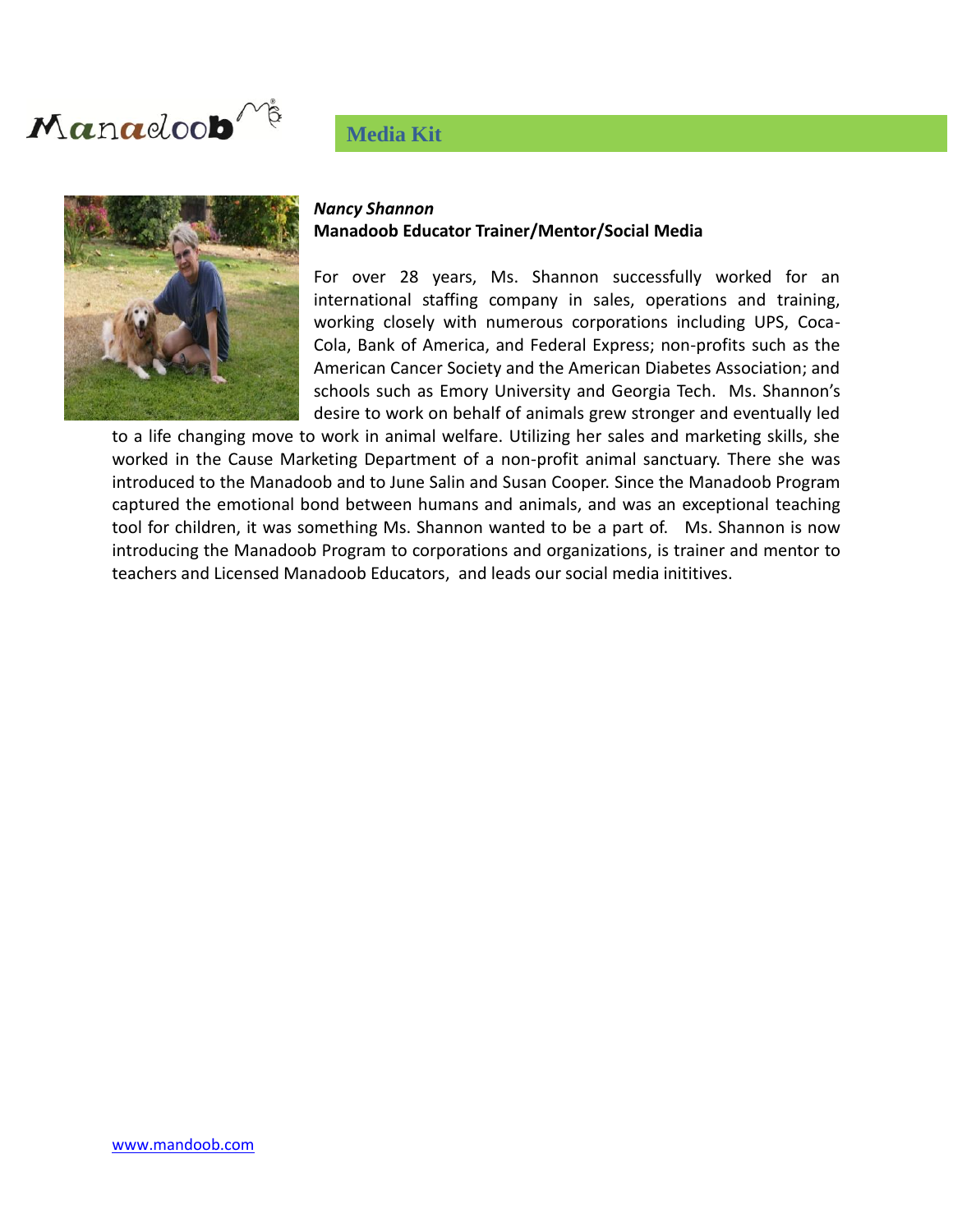Media Kit

***Nancy Shannon***
**Manadoob Educator Trainer/Mentor/Social Media**

For over 28 years, Ms. Shannon successfully worked for an international staffing company in sales, operations and training, working closely with numerous corporations including UPS, Coca-Cola, Bank of America, and Federal Express; non-profits such as the American Cancer Society and the American Diabetes Association; and schools such as Emory University and Georgia Tech. Ms. Shannon's desire to work on behalf of animals grew stronger and eventually led to a life changing move to work in animal welfare. Utilizing her sales and marketing skills, she worked in the Cause Marketing Department of a non-profit animal sanctuary. There she was introduced to the Manadoob and to June Salin and Susan Cooper. Since the Manadoob Program captured the emotional bond between humans and animals, and was an exceptional teaching tool for children, it was something Ms. Shannon wanted to be a part of. Ms. Shannon is now introducing the Manadoob Program to corporations and organizations, is trainer and mentor to teachers and Licensed Manadoob Educators, and leads our social media inititives.

www.mandoob.com